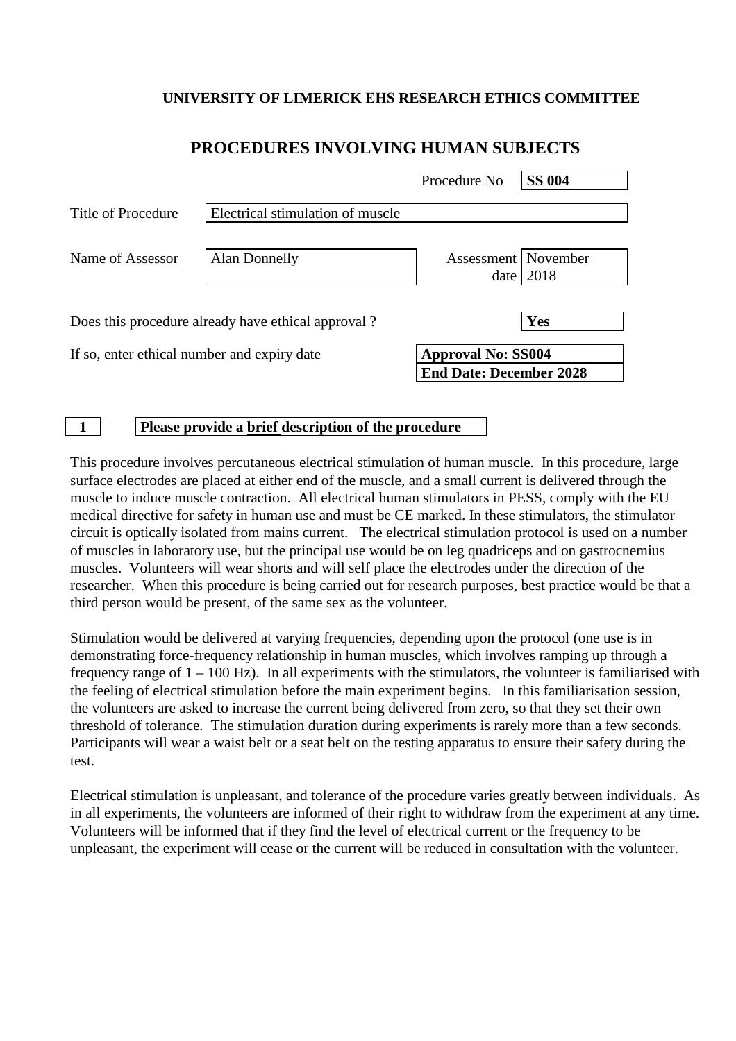**UNIVERSITY OF LIMERICK EHS RESEARCH ETHICS COMMITTEE**

# PROCEDURES INVOLVING HUMAN SUBJECTS

| | |
|---|---|
| Procedure No | **SS 004** |
| Title of Procedure | Electrical stimulation of muscle |
| Name of Assessor | Alan Donnelly |
| Assessment date | November 2018 |
| Does this procedure already have ethical approval ? | **Yes** |
| If so, enter ethical number and expiry date | **Approval No: SS004**<br>**End Date: December 2028** |

**1 Please provide a brief description of the procedure**

This procedure involves percutaneous electrical stimulation of human muscle. In this procedure, large surface electrodes are placed at either end of the muscle, and a small current is delivered through the muscle to induce muscle contraction. All electrical human stimulators in PESS, comply with the EU medical directive for safety in human use and must be CE marked. In these stimulators, the stimulator circuit is optically isolated from mains current. The electrical stimulation protocol is used on a number of muscles in laboratory use, but the principal use would be on leg quadriceps and on gastrocnemius muscles. Volunteers will wear shorts and will self place the electrodes under the direction of the researcher. When this procedure is being carried out for research purposes, best practice would be that a third person would be present, of the same sex as the volunteer.

Stimulation would be delivered at varying frequencies, depending upon the protocol (one use is in demonstrating force-frequency relationship in human muscles, which involves ramping up through a frequency range of 1 – 100 Hz). In all experiments with the stimulators, the volunteer is familiarised with the feeling of electrical stimulation before the main experiment begins. In this familiarisation session, the volunteers are asked to increase the current being delivered from zero, so that they set their own threshold of tolerance. The stimulation duration during experiments is rarely more than a few seconds. Participants will wear a waist belt or a seat belt on the testing apparatus to ensure their safety during the test.

Electrical stimulation is unpleasant, and tolerance of the procedure varies greatly between individuals. As in all experiments, the volunteers are informed of their right to withdraw from the experiment at any time. Volunteers will be informed that if they find the level of electrical current or the frequency to be unpleasant, the experiment will cease or the current will be reduced in consultation with the volunteer.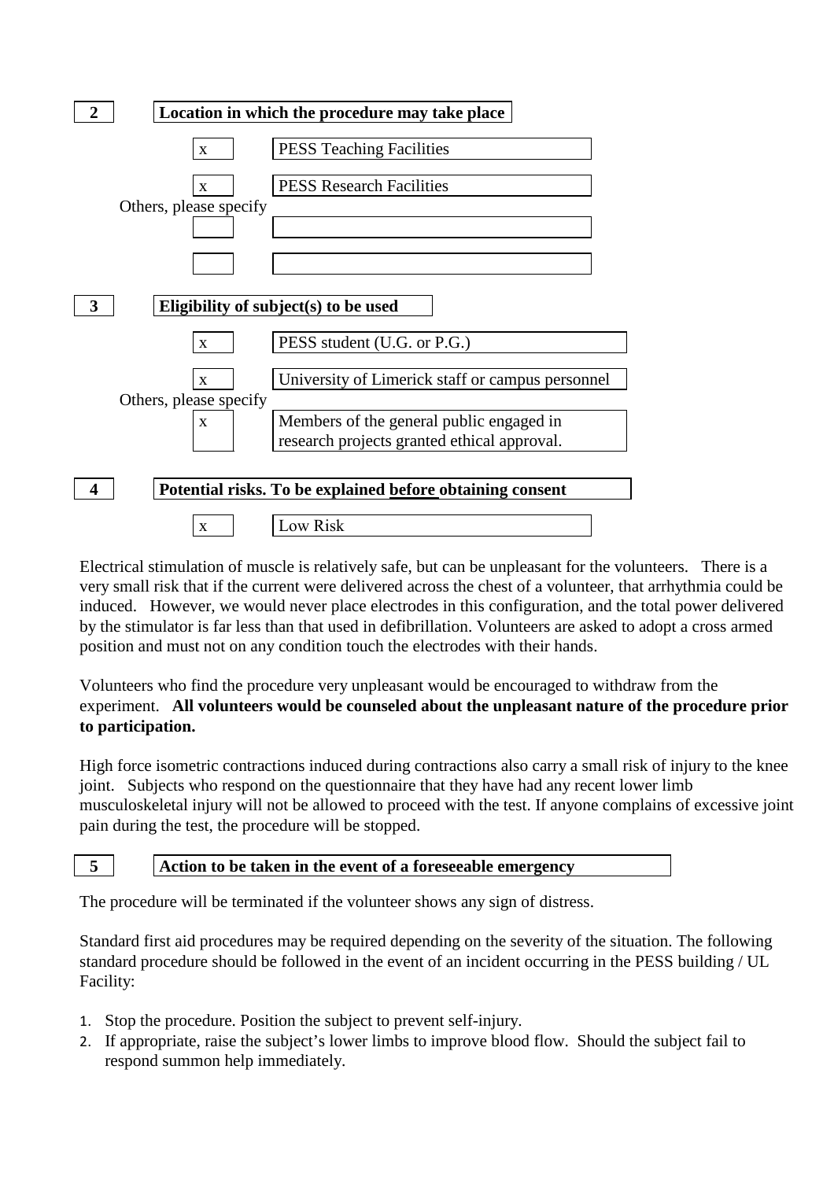## 2 Location in which the procedure may take place

| | |
|---|---|
| x | PESS Teaching Facilities |
| x | PESS Research Facilities |

Others, please specify

| | |
|---|---|
| | |
| | |

## 3 Eligibility of subject(s) to be used

| | |
|---|---|
| x | PESS student (U.G. or P.G.) |
| x | University of Limerick staff or campus personnel |

Others, please specify

| | |
|---|---|
| x | Members of the general public engaged in research projects granted ethical approval. |

## 4 Potential risks. To be explained before obtaining consent

| | |
|---|---|
| x | Low Risk |

Electrical stimulation of muscle is relatively safe, but can be unpleasant for the volunteers. There is a very small risk that if the current were delivered across the chest of a volunteer, that arrhythmia could be induced. However, we would never place electrodes in this configuration, and the total power delivered by the stimulator is far less than that used in defibrillation. Volunteers are asked to adopt a cross armed position and must not on any condition touch the electrodes with their hands.

Volunteers who find the procedure very unpleasant would be encouraged to withdraw from the experiment. **All volunteers would be counseled about the unpleasant nature of the procedure prior to participation.**

High force isometric contractions induced during contractions also carry a small risk of injury to the knee joint. Subjects who respond on the questionnaire that they have had any recent lower limb musculoskeletal injury will not be allowed to proceed with the test. If anyone complains of excessive joint pain during the test, the procedure will be stopped.

## 5 Action to be taken in the event of a foreseeable emergency

The procedure will be terminated if the volunteer shows any sign of distress.

Standard first aid procedures may be required depending on the severity of the situation. The following standard procedure should be followed in the event of an incident occurring in the PESS building / UL Facility:

1. Stop the procedure. Position the subject to prevent self-injury.
2. If appropriate, raise the subject's lower limbs to improve blood flow. Should the subject fail to respond summon help immediately.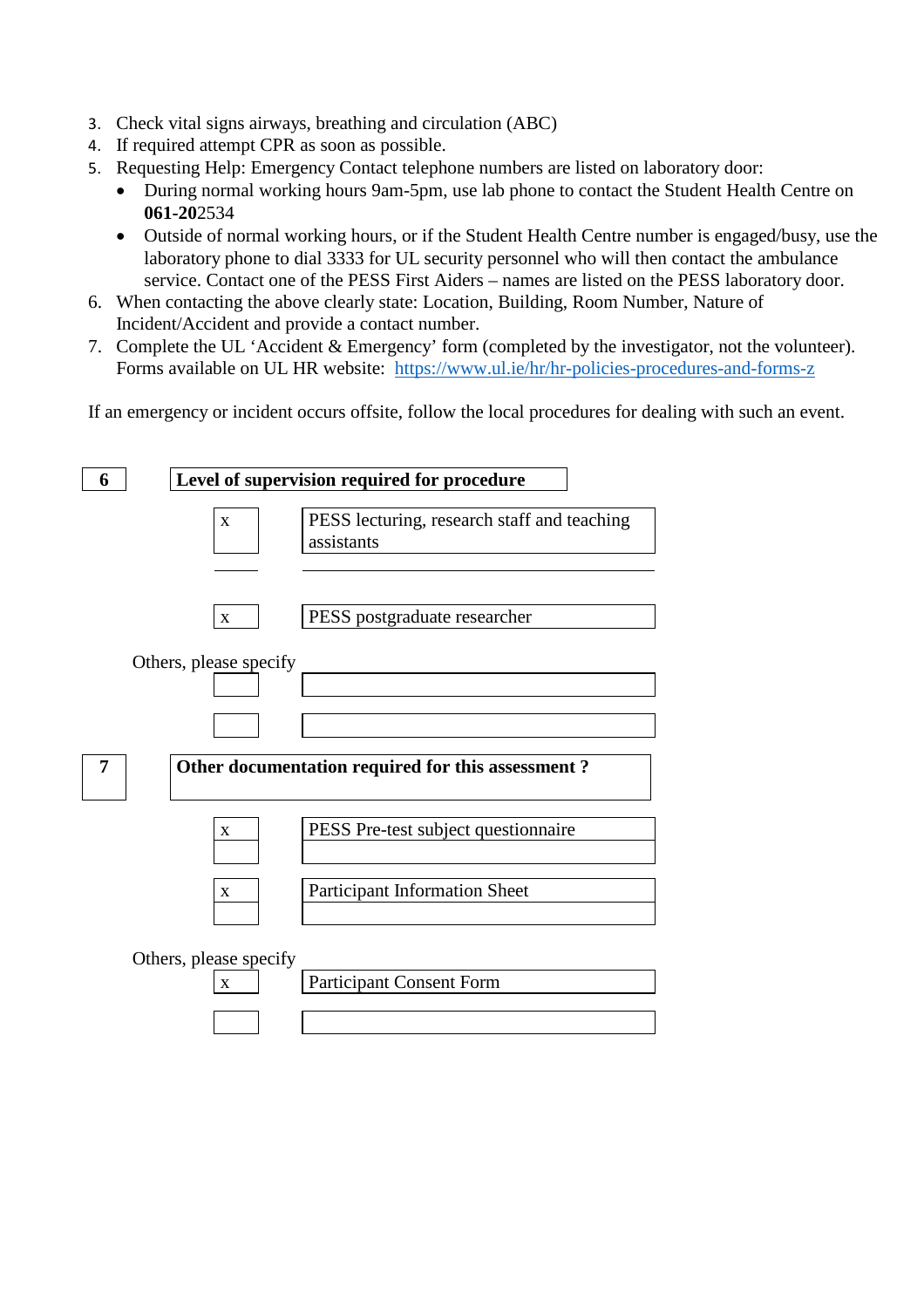3. Check vital signs airways, breathing and circulation (ABC)
4. If required attempt CPR as soon as possible.
5. Requesting Help: Emergency Contact telephone numbers are listed on laboratory door:
   - During normal working hours 9am-5pm, use lab phone to contact the Student Health Centre on **061-20**2534
   - Outside of normal working hours, or if the Student Health Centre number is engaged/busy, use the laboratory phone to dial 3333 for UL security personnel who will then contact the ambulance service. Contact one of the PESS First Aiders – names are listed on the PESS laboratory door.
6. When contacting the above clearly state: Location, Building, Room Number, Nature of Incident/Accident and provide a contact number.
7. Complete the UL 'Accident & Emergency' form (completed by the investigator, not the volunteer). Forms available on UL HR website: [https://www.ul.ie/hr/hr-policies-procedures-and-forms-z](https://www.ul.ie/hr/hr-policies-procedures-and-forms-z)

If an emergency or incident occurs offsite, follow the local procedures for dealing with such an event.

| **6** | **Level of supervision required for procedure** |
|---|---|

| | |
|---|---|
| x | PESS lecturing, research staff and teaching assistants |
| x | PESS postgraduate researcher |

Others, please specify

| | |
|---|---|
| | |
| | |

| **7** | **Other documentation required for this assessment ?** |
|---|---|

| | |
|---|---|
| x | PESS Pre-test subject questionnaire |
| x | Participant Information Sheet |

Others, please specify

| | |
|---|---|
| x | Participant Consent Form |
| | |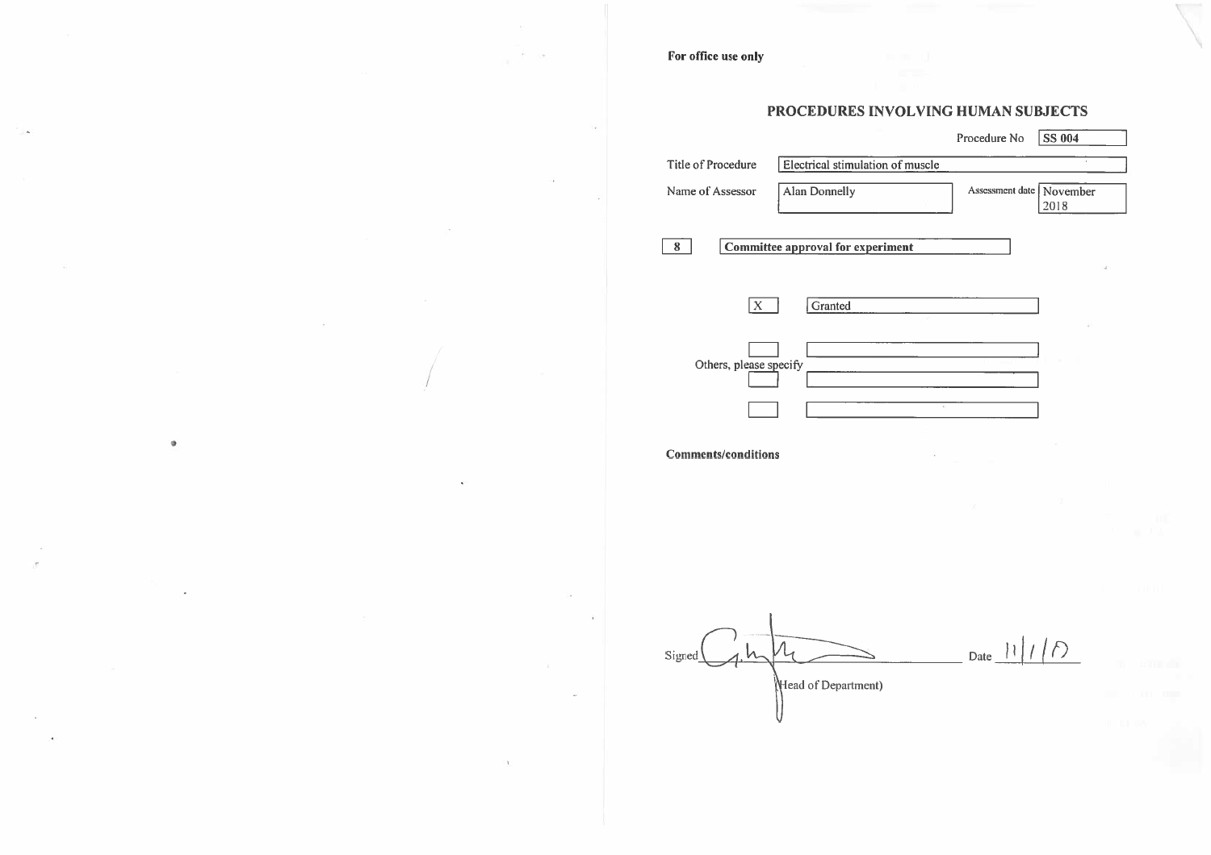**For office use only**

## PROCEDURES INVOLVING HUMAN SUBJECTS

Procedure No: SS 004

| | |
|---|---|
| Title of Procedure | Electrical stimulation of muscle |
| Name of Assessor | Alan Donnelly |
| Assessment date | November 2018 |

**8** **Committee approval for experiment**

| | |
|---|---|
| X | Granted |
| | |
| | |
| | |

Others, please specify

**Comments/conditions**

Signed ____________ (Head of Department)

Date 11/1/19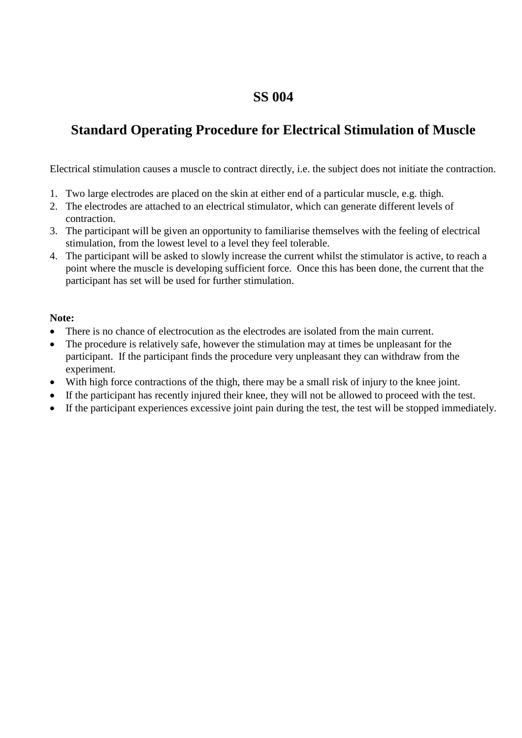# SS 004

## Standard Operating Procedure for Electrical Stimulation of Muscle

Electrical stimulation causes a muscle to contract directly, i.e. the subject does not initiate the contraction.

1. Two large electrodes are placed on the skin at either end of a particular muscle, e.g. thigh.
2. The electrodes are attached to an electrical stimulator, which can generate different levels of contraction.
3. The participant will be given an opportunity to familiarise themselves with the feeling of electrical stimulation, from the lowest level to a level they feel tolerable.
4. The participant will be asked to slowly increase the current whilst the stimulator is active, to reach a point where the muscle is developing sufficient force. Once this has been done, the current that the participant has set will be used for further stimulation.

**Note:**

- There is no chance of electrocution as the electrodes are isolated from the main current.
- The procedure is relatively safe, however the stimulation may at times be unpleasant for the participant. If the participant finds the procedure very unpleasant they can withdraw from the experiment.
- With high force contractions of the thigh, there may be a small risk of injury to the knee joint.
- If the participant has recently injured their knee, they will not be allowed to proceed with the test.
- If the participant experiences excessive joint pain during the test, the test will be stopped immediately.